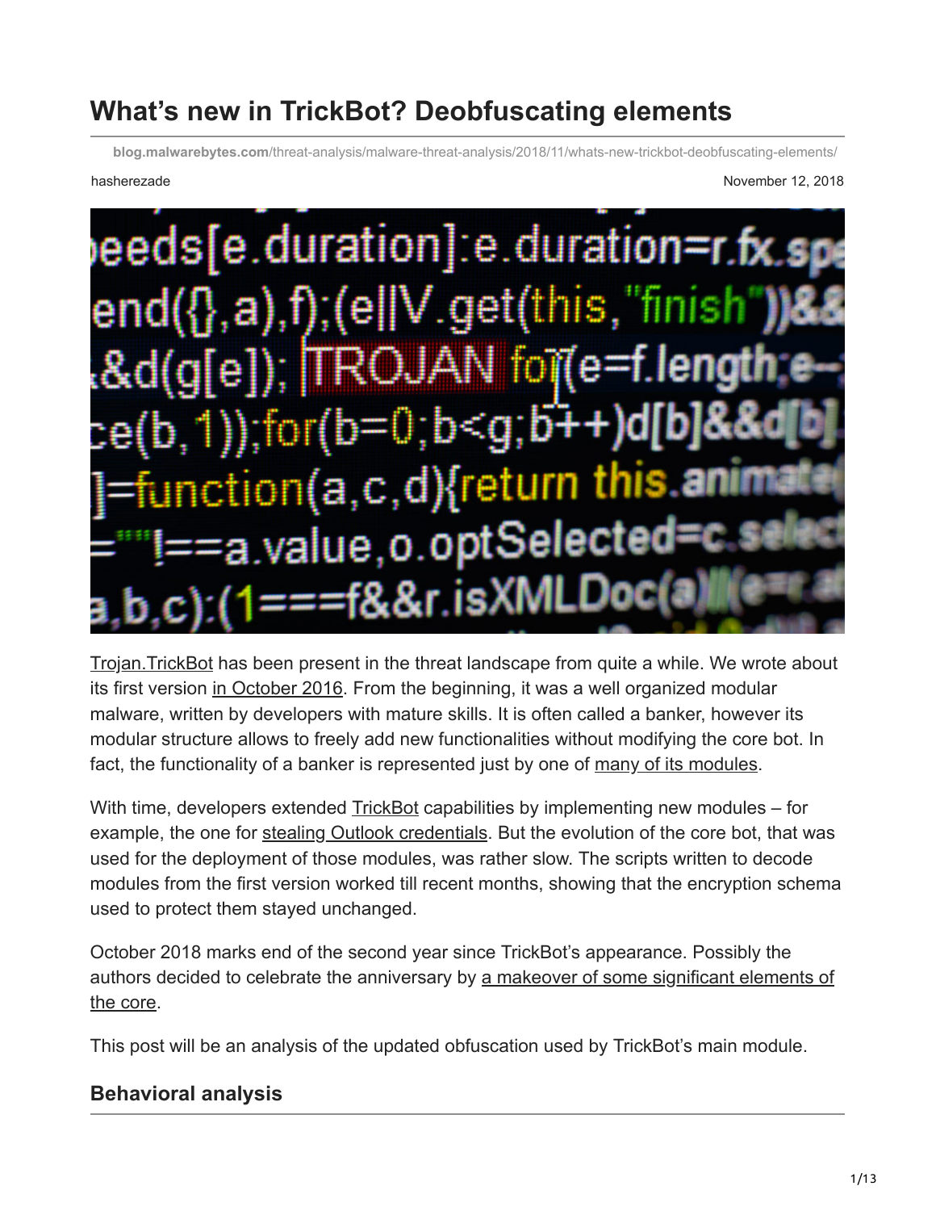# What’s new in TrickBot? Deobfuscating elements

blog.malwarebytes.com/threat-analysis/malware-threat-analysis/2018/11/whats-new-trickbot-deobfuscating-elements/

hasherezade

November 12, 2018

Trojan.TrickBot has been present in the threat landscape from quite a while. We wrote about its first version in October 2016. From the beginning, it was a well organized modular malware, written by developers with mature skills. It is often called a banker, however its modular structure allows to freely add new functionalities without modifying the core bot. In fact, the functionality of a banker is represented just by one of many of its modules.

With time, developers extended TrickBot capabilities by implementing new modules – for example, the one for stealing Outlook credentials. But the evolution of the core bot, that was used for the deployment of those modules, was rather slow. The scripts written to decode modules from the first version worked till recent months, showing that the encryption schema used to protect them stayed unchanged.

October 2018 marks end of the second year since TrickBot’s appearance. Possibly the authors decided to celebrate the anniversary by a makeover of some significant elements of the core.

This post will be an analysis of the updated obfuscation used by TrickBot’s main module.

## Behavioral analysis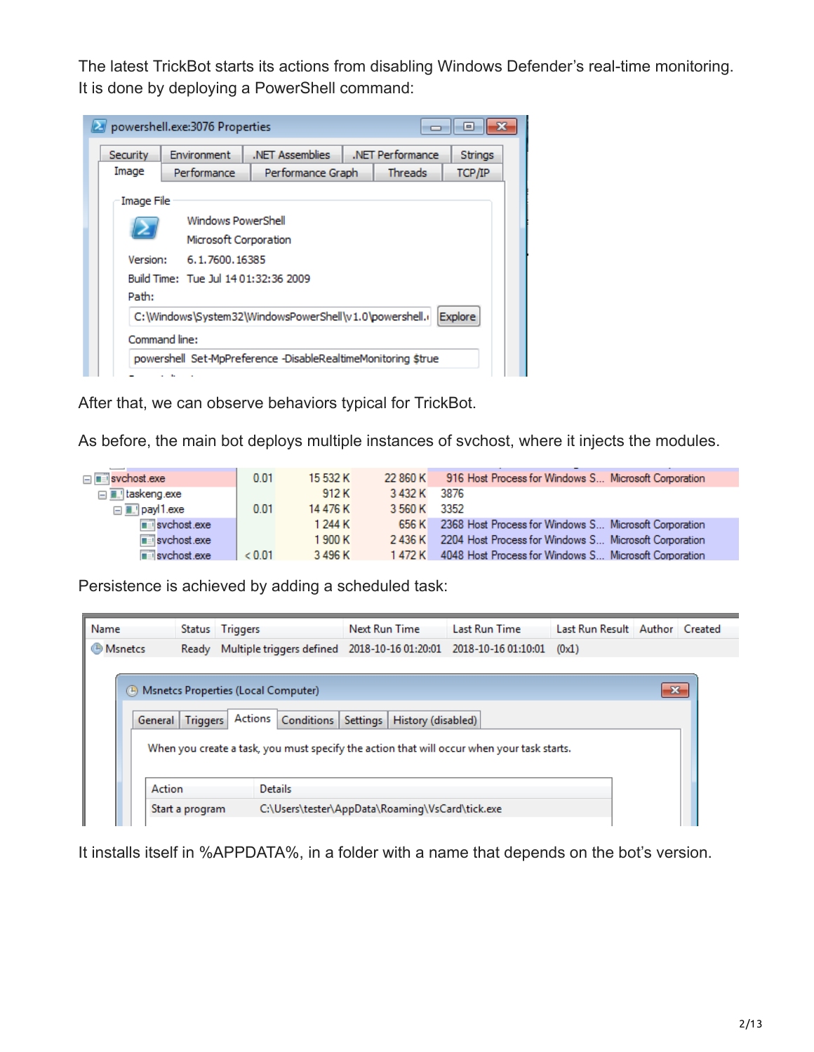The latest TrickBot starts its actions from disabling Windows Defender's real-time monitoring. It is done by deploying a PowerShell command:

After that, we can observe behaviors typical for TrickBot.

As before, the main bot deploys multiple instances of svchost, where it injects the modules.

Persistence is achieved by adding a scheduled task:

It installs itself in %APPDATA%, in a folder with a name that depends on the bot's version.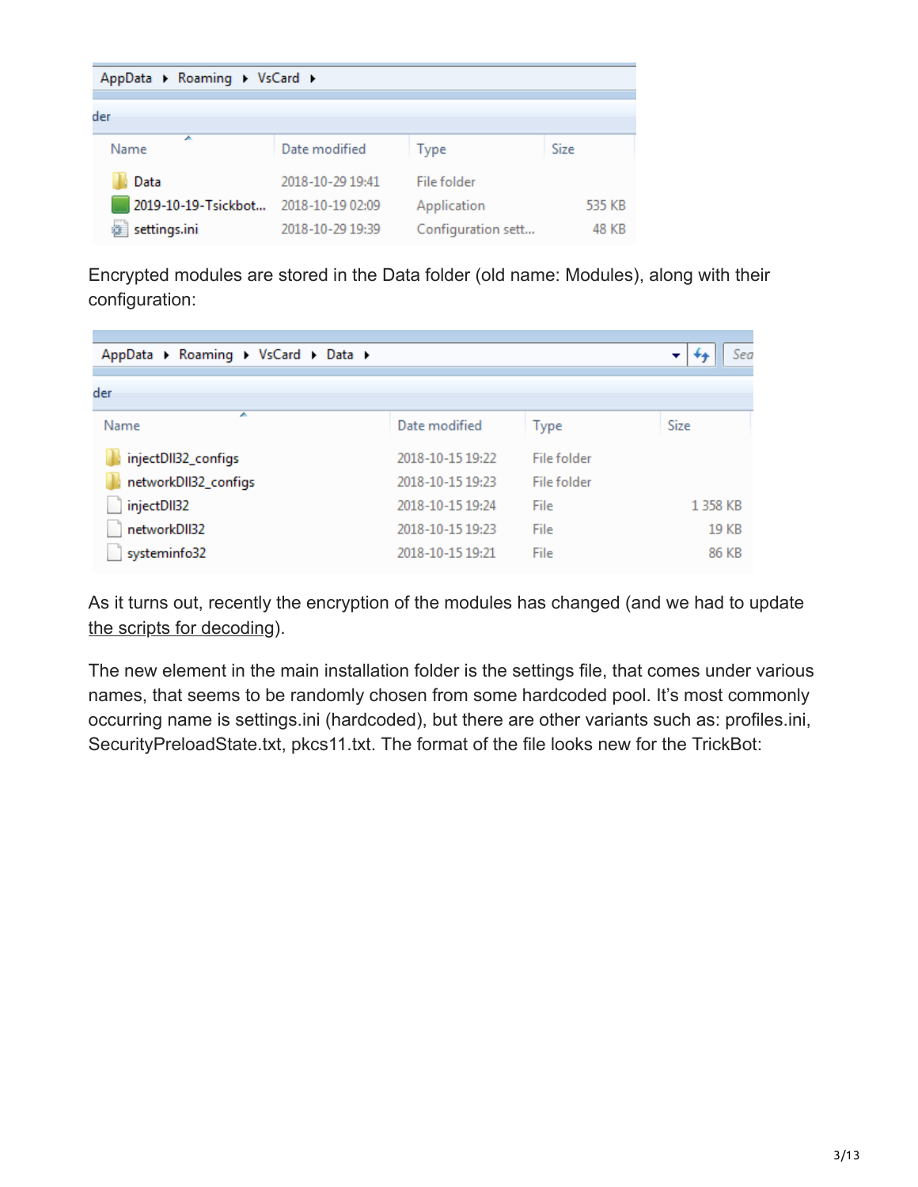| Name | Date modified | Type | Size |
| --- | --- | --- | --- |
| Data | 2018-10-29 19:41 | File folder | |
| 2019-10-19-Tsickbot... | 2018-10-19 02:09 | Application | 535 KB |
| settings.ini | 2018-10-29 19:39 | Configuration sett... | 48 KB |

Encrypted modules are stored in the Data folder (old name: Modules), along with their configuration:

| Name | Date modified | Type | Size |
| --- | --- | --- | --- |
| injectDll32_configs | 2018-10-15 19:22 | File folder | |
| networkDll32_configs | 2018-10-15 19:23 | File folder | |
| injectDll32 | 2018-10-15 19:24 | File | 1 358 KB |
| networkDll32 | 2018-10-15 19:23 | File | 19 KB |
| systeminfo32 | 2018-10-15 19:21 | File | 86 KB |

As it turns out, recently the encryption of the modules has changed (and we had to update the scripts for decoding).

The new element in the main installation folder is the settings file, that comes under various names, that seems to be randomly chosen from some hardcoded pool. It's most commonly occurring name is settings.ini (hardcoded), but there are other variants such as: profiles.ini, SecurityPreloadState.txt, pkcs11.txt. The format of the file looks new for the TrickBot: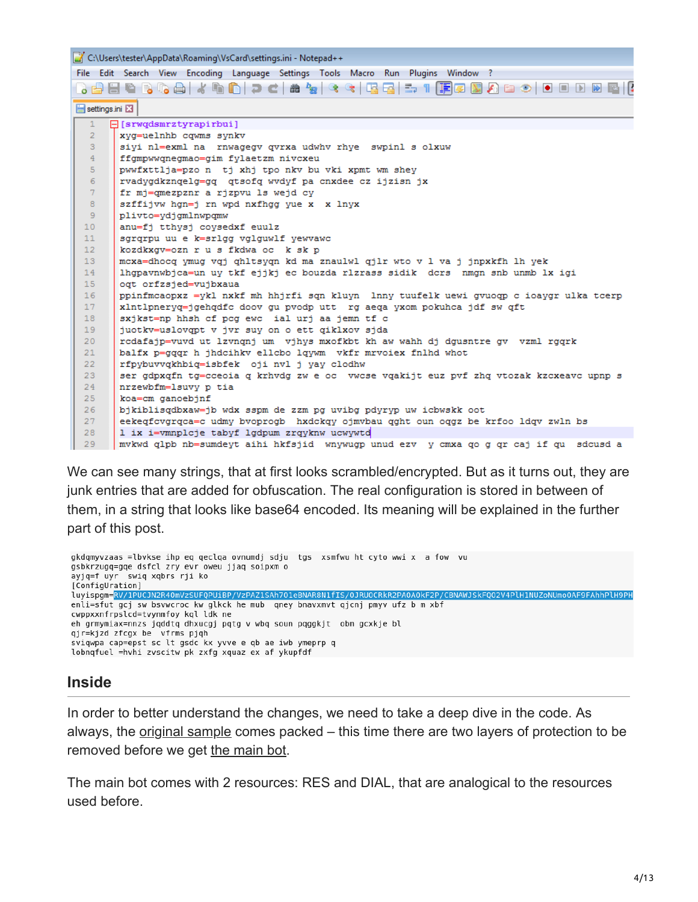```
C:\Users\tester\AppData\Roaming\VsCard\settings.ini - Notepad++

1  [srwqdsmrztyrapirbui]
2  xyg=uelnhb cqwms synkv
3  siyi nl=exml na  rnwagegv qvrxa udwhv rhye  swpinl s olxuw
4  ffgmpwwqnegmao=gim fylaetzm nivcxeu
5  pwwfxttlja=pzo n  tj xhj tpo nkv bu vki xpmt wm shey
6  rvadygdkznqelg=gq  qtsofq wvdyf pa cnxdee cz ijzisn jx
7  fr mj=qmezpznr a rjzpvu ls wejd cy
8  szffijvw hgn=j rn wpd nxfhgg yue x  x lnyx
9  plivto=ydjgmlnwpqmw
10 anu=fj tthysj coysedxf euulz
11 sgrqrpu uu e k=srlgg vglguwlf yewvawc
12 kozdkxgv=ozn r u s fkdwa oc  k sk p
13 mcxa=dhocq ymug vqj qhltsyqn kd ma znaulwl qjlr wto v l va j jnpxkfh lh yek
14 lhgpavnwbjca=un uy tkf ejjkj ec bouzda rlzrass sidik  dcrs  nmgn snb unmb lx igi
15 oqt orfzsjed=vujbxaua
16 ppinfmcaopxz =ykl nxkf mh hhjrfi sqn kluyn  lnny tuufelk uewi gvuoqp c ioaygr ulka tcerp
17 xlntlpneryq=jgehqdfc doov gu pvodp utt  rg aeqa yxom pokuhca jdf sw qft
18 sxjkst=np hhsh cf pcg ewc  ial urj aa jemn tf c
19 juotkv=uslovqpt v jvr suy on o ett qiklxov sjda
20 rcdafajp=vuvd ut lzvnqnj um  vjhys mxofkbt kh aw wahh dj dgusntre gv  vzml rgqrk
21 balfx p=gqqr h jhdcihkv ellcbo lqywm  vkfr mrvoiex fnlhd whot
22 rfpybuvvqkhbiq=isbfek  oji nvl j yay clodhw
23 ser gdpxqfn tg=cceoia q krhvdg zw e oc  vwcse vqakijt euz pvf zhq vtozak kzcxeavc upnp s
24 nrzewbfm=lsuvy p tia
25 koa=cm ganoebjnf
26 bjkiblisqdbxaw=jb wdx sspm de zzm pg uvibg pdyryp uw icbwskk oot
27 eekeqfcvgrqca=c udmy bvoprogb  hxdckqy ojmvbau qght oun oqgz be krfoo ldqv zwln bs
28 l ix i=vmnplcje tabyf lgdpum zrqyknw ucwywtd
29 mvkwd qlpb nb=sumdeyt aihi hkfsjid  wnywugp unud ezv  y cmxa qo g qr caj if qu  sdcusd a
```

We can see many strings, that at first looks scrambled/encrypted. But as it turns out, they are junk entries that are added for obfuscation. The real configuration is stored in between of them, in a string that looks like base64 encoded. Its meaning will be explained in the further part of this post.

```
gkdqmyvzaas =lbvkse ihp eq qeclqa ovnumdj sdju  tgs  xsmfwu ht cyto wwi x  a fow  vu
gsbkrzugq=gqe dsfcl zry evr oweu jjaq soipxm o
ayjq=f uyr  swiq xqbrs rji ko
[ConfigUration]
luyispgm=RV/1PUCJN2R40mVzSUFQPUiBP/VzPAZ1SAh701eBNAR8N1fIS/0JRUOCRkR2PA0A0kF2P/CBNAWJSkFQ02V4PlH1NUZoNUmo0AF9FAhhPlH9PH
enli=sfut gcj sw bsvwcroc kw glkck he mub  qney bnavxmvt qjcnj pmyv ufz b m xbf
cwppxxnfrpslcd=tvynmfoy kql ldk ne
eh grmymiax=nnzs jqddtq dhxucgj pqtg v wbq soun pqggkjt  obm gcxkje bl
qjr=kjzd zfcgx be  vfrms pjqh
sviqwpa cap=epst sc lt gsdc kx yvve e qb ae iwb ymeprp q
lobnqfuel =hvhi zvscitw pk zxfg xquaz ex af ykupfdf
```

## Inside

In order to better understand the changes, we need to take a deep dive in the code. As always, the original sample comes packed – this time there are two layers of protection to be removed before we get the main bot.

The main bot comes with 2 resources: RES and DIAL, that are analogical to the resources used before.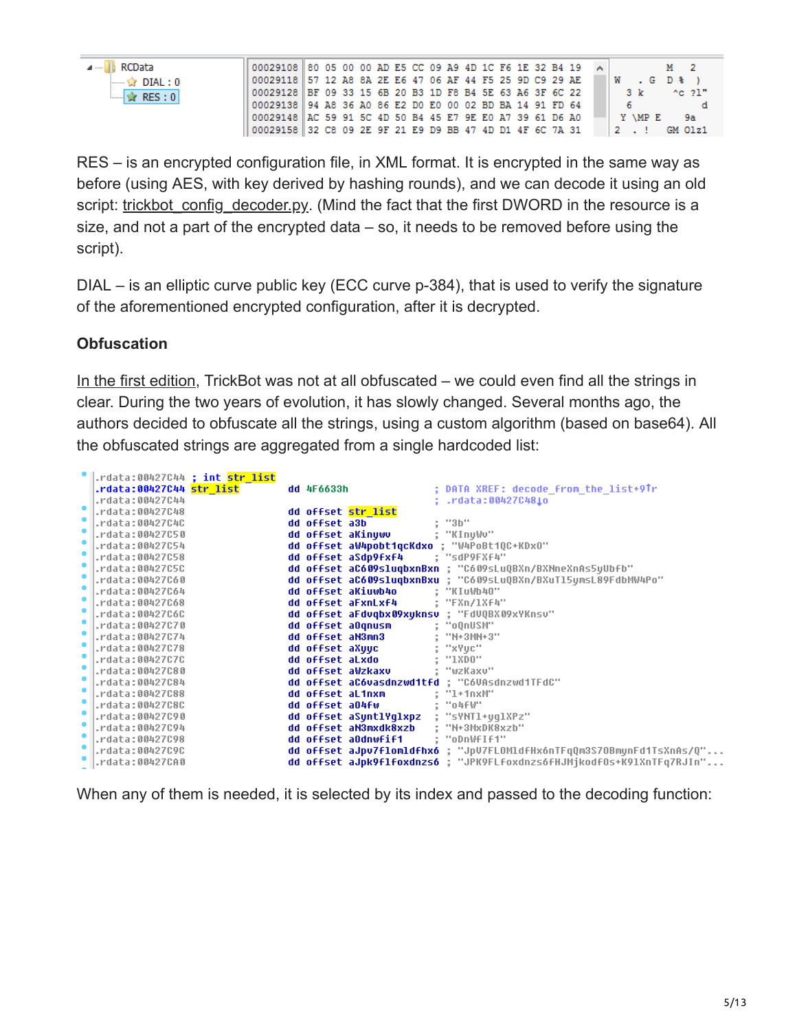```
RCData
  DIAL : 0
  RES : 0

00029108  80 05 00 00 AD E5 CC 09 A9 4D 1C F6 1E 32 B4 19      M  2
00029118  57 12 A8 8A 2E E6 47 06 AF 44 F5 25 9D C9 29 AE   W   . G  D %  )
00029128  BF 09 33 15 6B 20 B3 1D F8 B4 5E 63 A6 3F 6C 22     3 k     ^c ?l"
00029138  94 A8 36 A0 86 E2 D0 E0 00 02 BD BA 14 91 FD 64     6            d
00029148  AC 59 91 5C 4D 50 B4 45 E7 9E E0 A7 39 61 D6 A0    Y \MP E     9a
00029158  32 C8 09 2E 9F 21 E9 D9 BB 47 4D D1 4F 6C 7A 31   2  . !    GM Olz1
```

RES – is an encrypted configuration file, in XML format. It is encrypted in the same way as before (using AES, with key derived by hashing rounds), and we can decode it using an old script: trickbot_config_decoder.py. (Mind the fact that the first DWORD in the resource is a size, and not a part of the encrypted data – so, it needs to be removed before using the script).

DIAL – is an elliptic curve public key (ECC curve p-384), that is used to verify the signature of the aforementioned encrypted configuration, after it is decrypted.

### Obfuscation

In the first edition, TrickBot was not at all obfuscated – we could even find all the strings in clear. During the two years of evolution, it has slowly changed. Several months ago, the authors decided to obfuscate all the strings, using a custom algorithm (based on base64). All the obfuscated strings are aggregated from a single hardcoded list:

```
.rdata:00427C44 ; int str_list
.rdata:00427C44 str_list        dd 4F6633h              ; DATA XREF: decode_from_the_list+9↑r
.rdata:00427C44                                         ; .rdata:00427C48↓o
.rdata:00427C48                 dd offset str_list
.rdata:00427C4C                 dd offset a3b           ; "3b"
.rdata:00427C50                 dd offset aKinywv       ; "KInyWv"
.rdata:00427C54                 dd offset aW4pobt1qcKdxo ; "W4PoBt1QC+KDxO"
.rdata:00427C58                 dd offset aSdp9fxf4     ; "sdP9FXF4"
.rdata:00427C5C                 dd offset aC609sluqbxnBxn ; "C609sLuQBXn/BXNneXnAs5yUbfb"
.rdata:00427C60                 dd offset aC609sluqbxnBxu ; "C609sLuQBXn/BXuTl5ymsL89FdbMW4Po"
.rdata:00427C64                 dd offset aKiuwb4o      ; "KIuWb4O"
.rdata:00427C68                 dd offset aFxnLxf4      ; "FXn/1XF4"
.rdata:00427C6C                 dd offset aFdvqbx09xyknsv ; "FdVQBX09xYKnsv"
.rdata:00427C70                 dd offset a0qnusm       ; "oQnUSM"
.rdata:00427C74                 dd offset aN3mn3        ; "N+3MN+3"
.rdata:00427C78                 dd offset aXyyc         ; "xYyc"
.rdata:00427C7C                 dd offset aLxdo         ; "1XDO"
.rdata:00427C80                 dd offset aWzkaxv       ; "wzKaxv"
.rdata:00427C84                 dd offset aC6vasdnzwd1tfd ; "C6VAsdnzwd1TFdC"
.rdata:00427C88                 dd offset aL1nxm        ; "l+1nxM"
.rdata:00427C8C                 dd offset a04fw         ; "o4FW"
.rdata:00427C90                 dd offset aSyntlYglxpz  ; "sYNTl+yglXPz"
.rdata:00427C94                 dd offset aN3mxdk8xzb   ; "N+3MxDK8xzb"
.rdata:00427C98                 dd offset aOdnwfif1     ; "oDnWFIF1"
.rdata:00427C9C                 dd offset aJpv7flomldfhx6 ; "JpU7FLOMldFHx6nTFqQm3S70BmynFd1TsXnAs/Q"...
.rdata:00427CA0                 dd offset aJpk9flfoxdnzs6 ; "JPK9FLfoxdnzs6FHJMjkodfOs+K91XnTFq7RJIn"...
```

When any of them is needed, it is selected by its index and passed to the decoding function: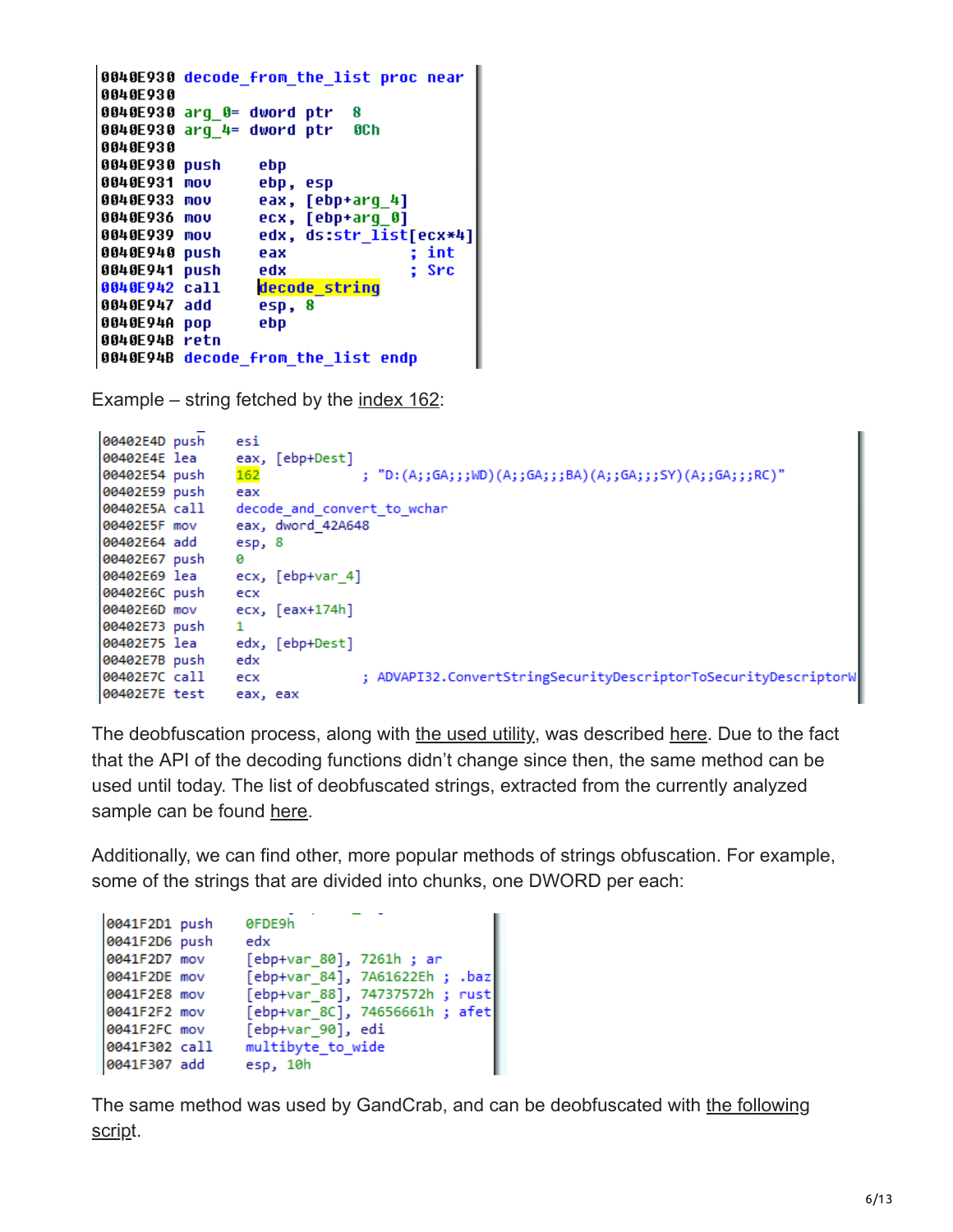```
0040E930 decode_from_the_list proc near
0040E930
0040E930 arg_0= dword ptr  8
0040E930 arg_4= dword ptr  0Ch
0040E930
0040E930 push    ebp
0040E931 mov     ebp, esp
0040E933 mov     eax, [ebp+arg_4]
0040E936 mov     ecx, [ebp+arg_0]
0040E939 mov     edx, ds:str_list[ecx*4]
0040E940 push    eax             ; int
0040E941 push    edx             ; Src
0040E942 call    decode_string
0040E947 add     esp, 8
0040E94A pop     ebp
0040E94B retn
0040E94B decode_from_the_list endp
```

Example – string fetched by the index 162:

```
00402E4D push    esi
00402E4E lea     eax, [ebp+Dest]
00402E54 push    162             ; "D:(A;;GA;;;WD)(A;;GA;;;BA)(A;;GA;;;SY)(A;;GA;;;RC)"
00402E59 push    eax
00402E5A call    decode_and_convert_to_wchar
00402E5F mov     eax, dword_42A648
00402E64 add     esp, 8
00402E67 push    0
00402E69 lea     ecx, [ebp+var_4]
00402E6C push    ecx
00402E6D mov     ecx, [eax+174h]
00402E73 push    1
00402E75 lea     edx, [ebp+Dest]
00402E7B push    edx
00402E7C call    ecx             ; ADVAPI32.ConvertStringSecurityDescriptorToSecurityDescriptorW
00402E7E test    eax, eax
```

The deobfuscation process, along with the used utility, was described here. Due to the fact that the API of the decoding functions didn't change since then, the same method can be used until today. The list of deobfuscated strings, extracted from the currently analyzed sample can be found here.

Additionally, we can find other, more popular methods of strings obfuscation. For example, some of the strings that are divided into chunks, one DWORD per each:

```
0041F2D1 push    0FDE9h
0041F2D6 push    edx
0041F2D7 mov     [ebp+var_80], 7261h ; ar
0041F2DE mov     [ebp+var_84], 7A61622Eh ; .baz
0041F2E8 mov     [ebp+var_88], 74737572h ; rust
0041F2F2 mov     [ebp+var_8C], 74656661h ; afet
0041F2FC mov     [ebp+var_90], edi
0041F302 call    multibyte_to_wide
0041F307 add     esp, 10h
```

The same method was used by GandCrab, and can be deobfuscated with the following script.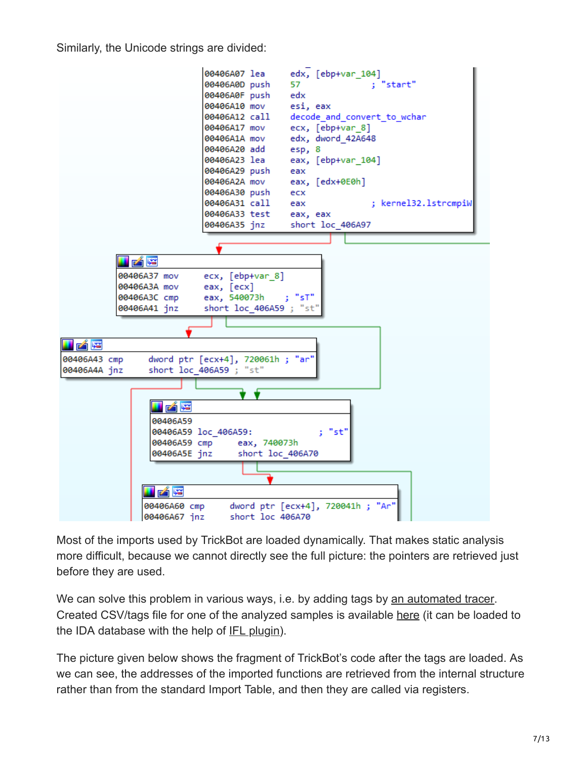Similarly, the Unicode strings are divided:

```
00406A07 lea     edx, [ebp+var_104]
00406A0D push    57              ; "start"
00406A0F push    edx
00406A10 mov     esi, eax
00406A12 call    decode_and_convert_to_wchar
00406A17 mov     ecx, [ebp+var_8]
00406A1A mov     edx, dword_42A648
00406A20 add     esp, 8
00406A23 lea     eax, [ebp+var_104]
00406A29 push    eax
00406A2A mov     eax, [edx+0E0h]
00406A30 push    ecx
00406A31 call    eax             ; kernel32.lstrcmpiW
00406A33 test    eax, eax
00406A35 jnz     short loc_406A97

00406A37 mov     ecx, [ebp+var_8]
00406A3A mov     eax, [ecx]
00406A3C cmp     eax, 540073h    ; "sT"
00406A41 jnz     short loc_406A59 ; "st"

00406A43 cmp     dword ptr [ecx+4], 720061h ; "ar"
00406A4A jnz     short loc_406A59 ; "st"

00406A59
00406A59 loc_406A59:             ; "st"
00406A59 cmp     eax, 740073h
00406A5E jnz     short loc_406A70

00406A60 cmp     dword ptr [ecx+4], 72004lh ; "Ar"
00406A67 jnz     short loc_406A70
```

Most of the imports used by TrickBot are loaded dynamically. That makes static analysis more difficult, because we cannot directly see the full picture: the pointers are retrieved just before they are used.

We can solve this problem in various ways, i.e. by adding tags by an automated tracer. Created CSV/tags file for one of the analyzed samples is available here (it can be loaded to the IDA database with the help of IFL plugin).

The picture given below shows the fragment of TrickBot's code after the tags are loaded. As we can see, the addresses of the imported functions are retrieved from the internal structure rather than from the standard Import Table, and then they are called via registers.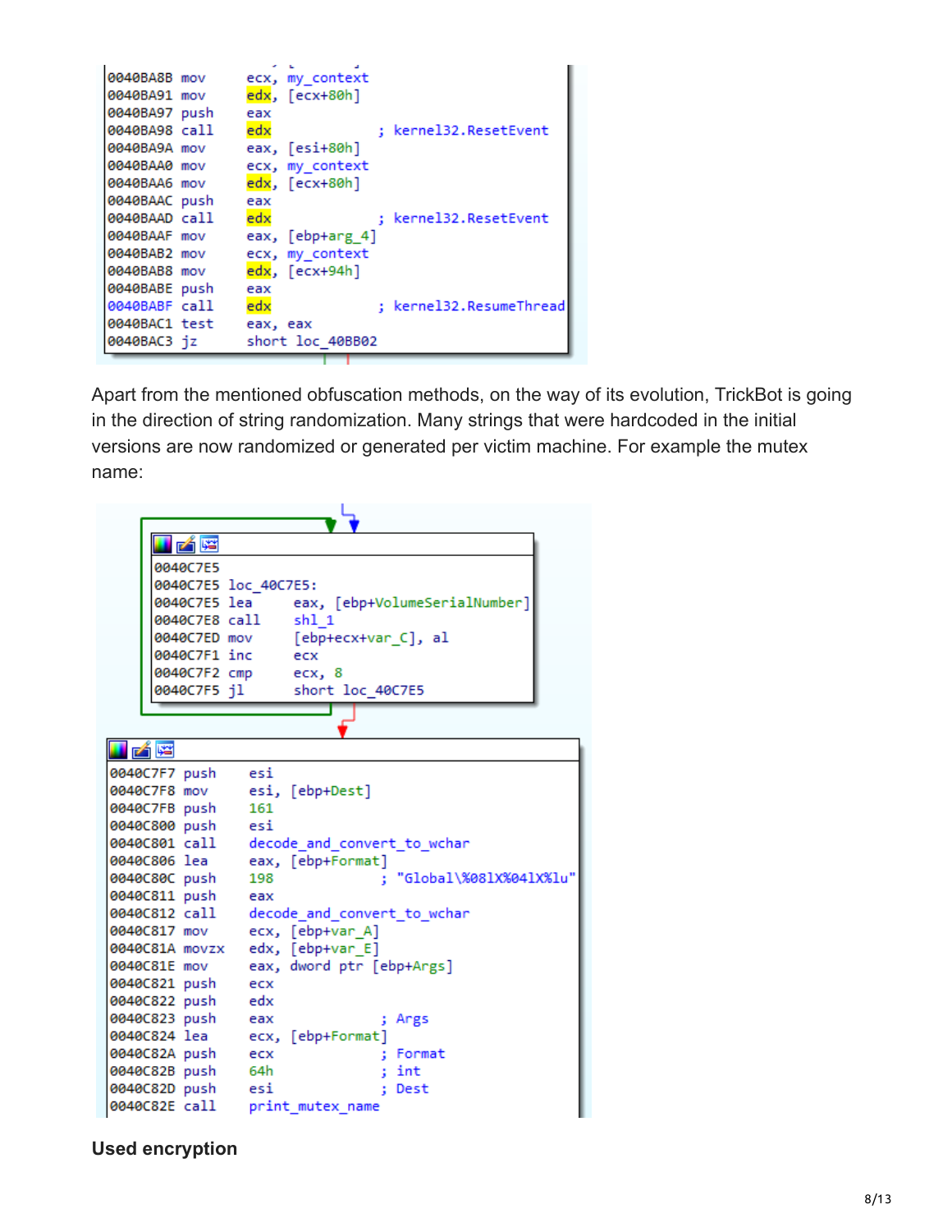```
0040BA8B mov     ecx, my_context
0040BA91 mov     edx, [ecx+80h]
0040BA97 push    eax
0040BA98 call    edx             ; kernel32.ResetEvent
0040BA9A mov     eax, [esi+80h]
0040BAA0 mov     ecx, my_context
0040BAA6 mov     edx, [ecx+80h]
0040BAAC push    eax
0040BAAD call    edx             ; kernel32.ResetEvent
0040BAAF mov     eax, [ebp+arg_4]
0040BAB2 mov     ecx, my_context
0040BAB8 mov     edx, [ecx+94h]
0040BABE push    eax
0040BABF call    edx             ; kernel32.ResumeThread
0040BAC1 test    eax, eax
0040BAC3 jz      short loc_40BB02
```

Apart from the mentioned obfuscation methods, on the way of its evolution, TrickBot is going in the direction of string randomization. Many strings that were hardcoded in the initial versions are now randomized or generated per victim machine. For example the mutex name:

```
0040C7E5
0040C7E5 loc_40C7E5:
0040C7E5 lea     eax, [ebp+VolumeSerialNumber]
0040C7E8 call    shl_1
0040C7ED mov     [ebp+ecx+var_C], al
0040C7F1 inc     ecx
0040C7F2 cmp     ecx, 8
0040C7F5 jl      short loc_40C7E5
```

```
0040C7F7 push    esi
0040C7F8 mov     esi, [ebp+Dest]
0040C7FB push    161
0040C800 push    esi
0040C801 call    decode_and_convert_to_wchar
0040C806 lea     eax, [ebp+Format]
0040C80C push    198             ; "Global\%08lX%04lX%lu"
0040C811 push    eax
0040C812 call    decode_and_convert_to_wchar
0040C817 mov     ecx, [ebp+var_A]
0040C81A movzx   edx, [ebp+var_E]
0040C81E mov     eax, dword ptr [ebp+Args]
0040C821 push    ecx
0040C822 push    edx
0040C823 push    eax             ; Args
0040C824 lea     ecx, [ebp+Format]
0040C82A push    ecx             ; Format
0040C82B push    64h             ; int
0040C82D push    esi             ; Dest
0040C82E call    print_mutex_name
```

**Used encryption**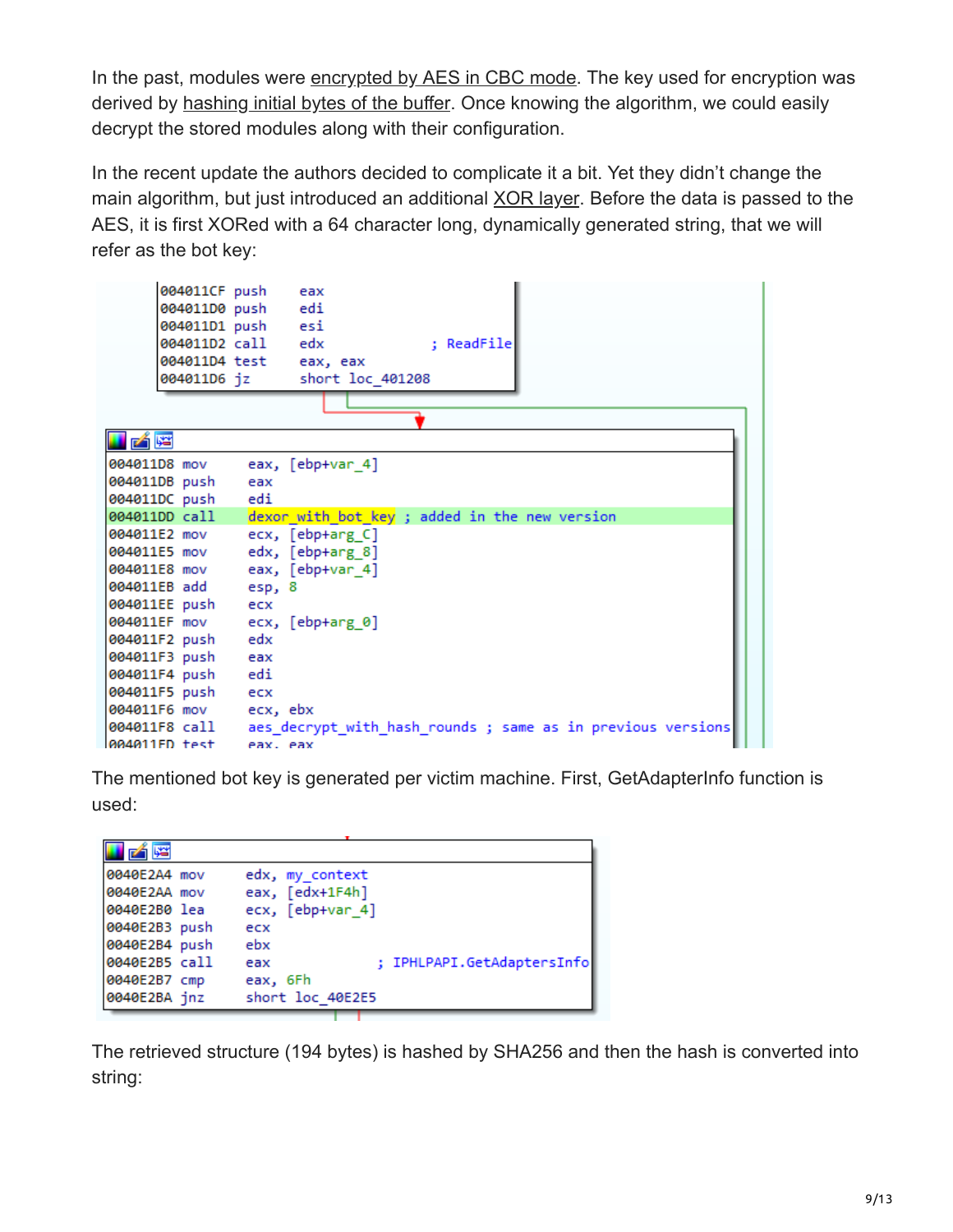In the past, modules were encrypted by AES in CBC mode. The key used for encryption was derived by hashing initial bytes of the buffer. Once knowing the algorithm, we could easily decrypt the stored modules along with their configuration.

In the recent update the authors decided to complicate it a bit. Yet they didn't change the main algorithm, but just introduced an additional XOR layer. Before the data is passed to the AES, it is first XORed with a 64 character long, dynamically generated string, that we will refer as the bot key:

```
004011CF push    eax
004011D0 push    edi
004011D1 push    esi
004011D2 call    edx             ; ReadFile
004011D4 test    eax, eax
004011D6 jz      short loc_401208
```

```
004011D8 mov     eax, [ebp+var_4]
004011DB push    eax
004011DC push    edi
004011DD call    dexor_with_bot_key ; added in the new version
004011E2 mov     ecx, [ebp+arg_C]
004011E5 mov     edx, [ebp+arg_8]
004011E8 mov     eax, [ebp+var_4]
004011EB add     esp, 8
004011EE push    ecx
004011EF mov     ecx, [ebp+arg_0]
004011F2 push    edx
004011F3 push    eax
004011F4 push    edi
004011F5 push    ecx
004011F6 mov     ecx, ebx
004011F8 call    aes_decrypt_with_hash_rounds ; same as in previous versions
004011FD test    eax, eax
```

The mentioned bot key is generated per victim machine. First, GetAdapterInfo function is used:

```
0040E2A4 mov     edx, my_context
0040E2AA mov     eax, [edx+1F4h]
0040E2B0 lea     ecx, [ebp+var_4]
0040E2B3 push    ecx
0040E2B4 push    ebx
0040E2B5 call    eax             ; IPHLPAPI.GetAdaptersInfo
0040E2B7 cmp     eax, 6Fh
0040E2BA jnz     short loc_40E2E5
```

The retrieved structure (194 bytes) is hashed by SHA256 and then the hash is converted into string: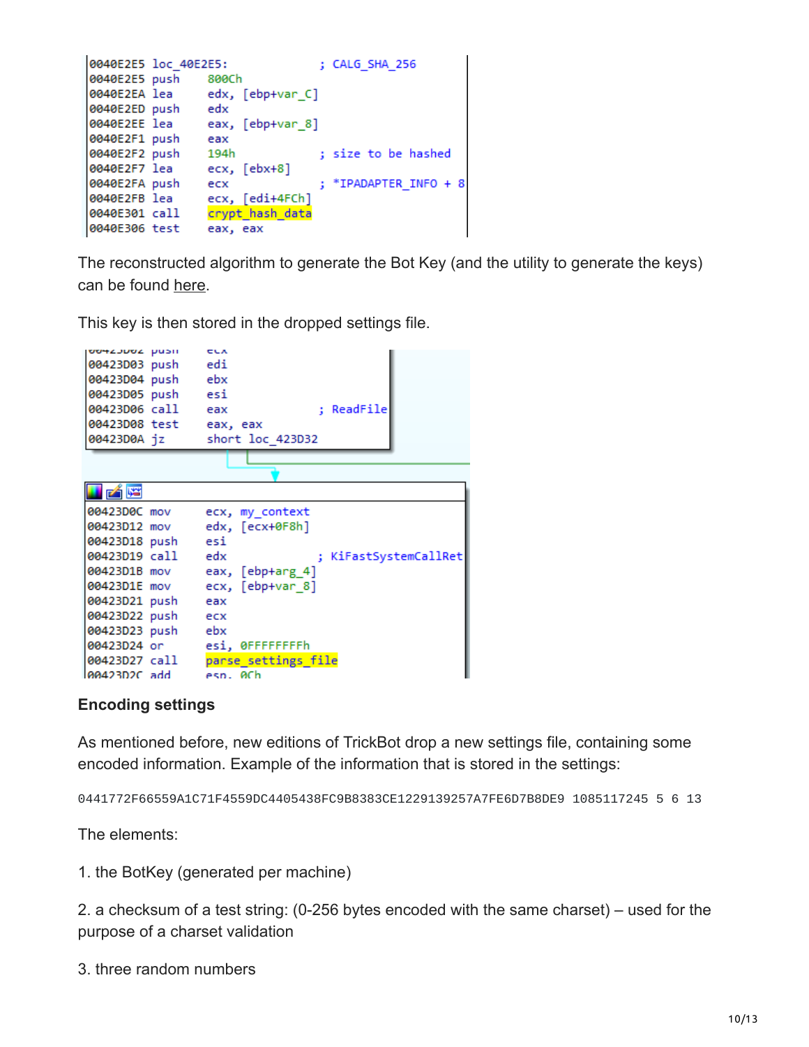```
0040E2E5 loc_40E2E5:                    ; CALG_SHA_256
0040E2E5 push    800Ch
0040E2EA lea     edx, [ebp+var_C]
0040E2ED push    edx
0040E2EE lea     eax, [ebp+var_8]
0040E2F1 push    eax
0040E2F2 push    194h                   ; size to be hashed
0040E2F7 lea     ecx, [ebx+8]
0040E2FA push    ecx                    ; *IPADAPTER_INFO + 8
0040E2FB lea     ecx, [edi+4FCh]
0040E301 call    crypt_hash_data
0040E306 test    eax, eax
```

The reconstructed algorithm to generate the Bot Key (and the utility to generate the keys) can be found here.

This key is then stored in the dropped settings file.

```
00423D02 push    ecx
00423D03 push    edi
00423D04 push    ebx
00423D05 push    esi
00423D06 call    eax                    ; ReadFile
00423D08 test    eax, eax
00423D0A jz      short loc_423D32

00423D0C mov     ecx, my_context
00423D12 mov     edx, [ecx+0F8h]
00423D18 push    esi
00423D19 call    edx                    ; KiFastSystemCallRet
00423D1B mov     eax, [ebp+arg_4]
00423D1E mov     ecx, [ebp+var_8]
00423D21 push    eax
00423D22 push    ecx
00423D23 push    ebx
00423D24 or      esi, 0FFFFFFFFh
00423D27 call    parse_settings_file
00423D2C add     esp, 0Ch
```

### Encoding settings

As mentioned before, new editions of TrickBot drop a new settings file, containing some encoded information. Example of the information that is stored in the settings:

```
0441772F66559A1C71F4559DC4405438FC9B8383CE1229139257A7FE6D7B8DE9 1085117245 5 6 13
```

The elements:

1. the BotKey (generated per machine)

2. a checksum of a test string: (0-256 bytes encoded with the same charset) – used for the purpose of a charset validation

3. three random numbers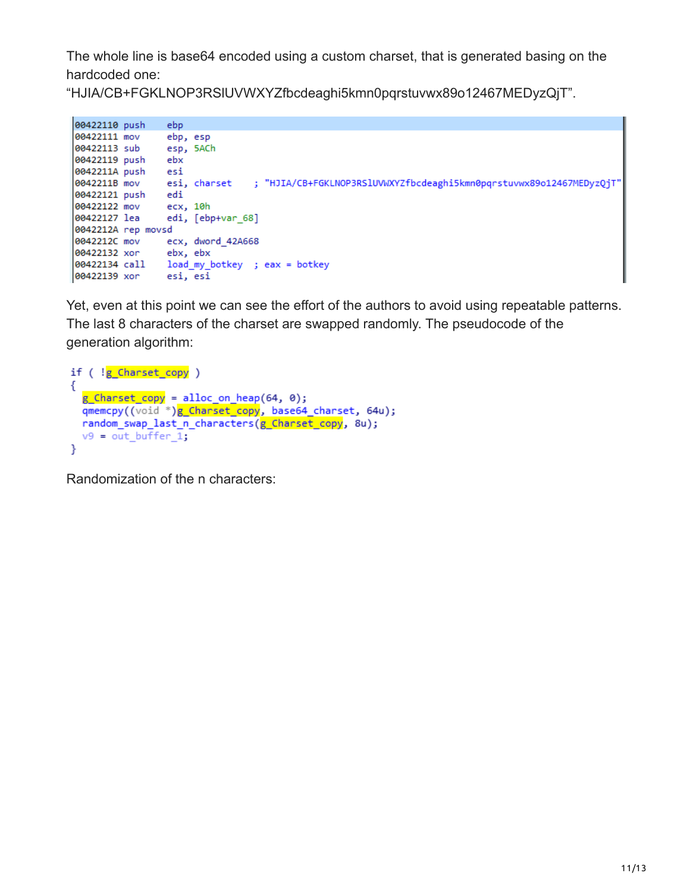The whole line is base64 encoded using a custom charset, that is generated basing on the hardcoded one: “HJIA/CB+FGKLNOP3RSlUVWXYZfbcdeaghi5kmn0pqrstuvwx89o12467MEDyzQjT”.

```
00422110 push    ebp
00422111 mov     ebp, esp
00422113 sub     esp, 5ACh
00422119 push    ebx
0042211A push    esi
0042211B mov     esi, charset    ; "HJIA/CB+FGKLNOP3RSlUVWXYZfbcdeaghi5kmn0pqrstuvwx89o12467MEDyzQjT"
00422121 push    edi
00422122 mov     ecx, 10h
00422127 lea     edi, [ebp+var_68]
0042212A rep movsd
0042212C mov     ecx, dword_42A668
00422132 xor     ebx, ebx
00422134 call    load_my_botkey  ; eax = botkey
00422139 xor     esi, esi
```

Yet, even at this point we can see the effort of the authors to avoid using repeatable patterns. The last 8 characters of the charset are swapped randomly. The pseudocode of the generation algorithm:

```
if ( !g_Charset_copy )
{
  g_Charset_copy = alloc_on_heap(64, 0);
  qmemcpy((void *)g_Charset_copy, base64_charset, 64u);
  random_swap_last_n_characters(g_Charset_copy, 8u);
  v9 = out_buffer_1;
}
```

Randomization of the n characters: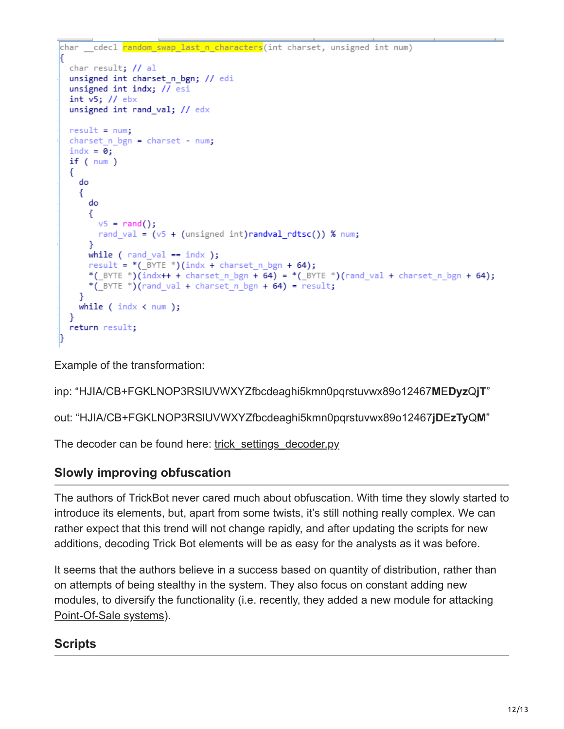```
char __cdecl random_swap_last_n_characters(int charset, unsigned int num)
{
  char result; // al
  unsigned int charset_n_bgn; // edi
  unsigned int indx; // esi
  int v5; // ebx
  unsigned int rand_val; // edx

  result = num;
  charset_n_bgn = charset - num;
  indx = 0;
  if ( num )
  {
    do
    {
      do
      {
        v5 = rand();
        rand_val = (v5 + (unsigned int)randval_rdtsc()) % num;
      }
      while ( rand_val == indx );
      result = *(_BYTE *)(indx + charset_n_bgn + 64);
      *(_BYTE *)(indx++ + charset_n_bgn + 64) = *(_BYTE *)(rand_val + charset_n_bgn + 64);
      *(_BYTE *)(rand_val + charset_n_bgn + 64) = result;
    }
    while ( indx < num );
  }
  return result;
}
```

Example of the transformation:

inp: “HJIA/CB+FGKLNOP3RSlUVWXYZfbcdeaghi5kmn0pqrstuvwx89o12467**M**E**Dyz**Q**jT**”

out: “HJIA/CB+FGKLNOP3RSlUVWXYZfbcdeaghi5kmn0pqrstuvwx89o12467**jD**E**zTy**Q**M**”

The decoder can be found here: trick_settings_decoder.py

## Slowly improving obfuscation

The authors of TrickBot never cared much about obfuscation. With time they slowly started to introduce its elements, but, apart from some twists, it’s still nothing really complex. We can rather expect that this trend will not change rapidly, and after updating the scripts for new additions, decoding Trick Bot elements will be as easy for the analysts as it was before.

It seems that the authors believe in a success based on quantity of distribution, rather than on attempts of being stealthy in the system. They also focus on constant adding new modules, to diversify the functionality (i.e. recently, they added a new module for attacking Point-Of-Sale systems).

## Scripts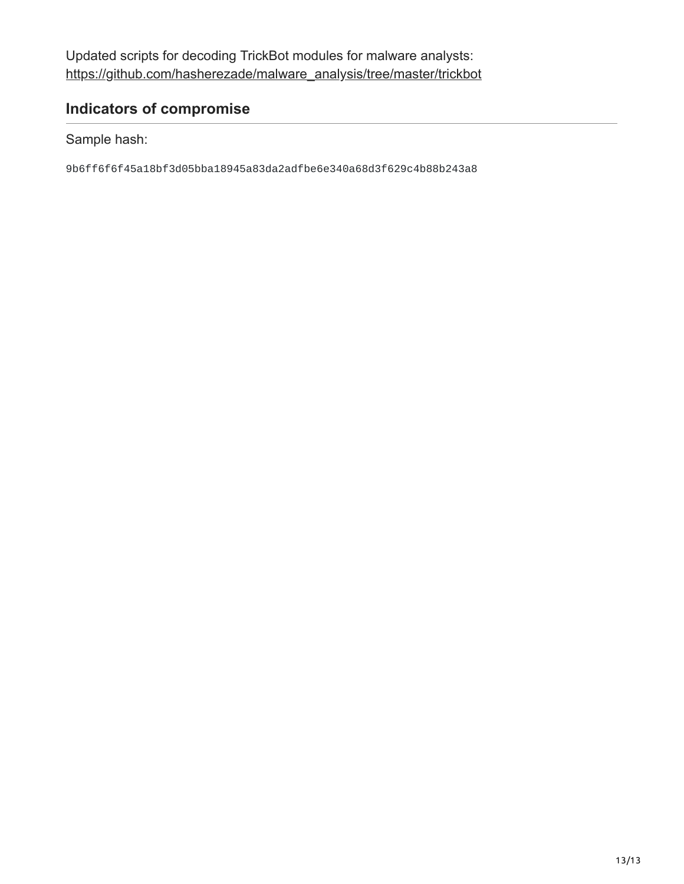Updated scripts for decoding TrickBot modules for malware analysts: https://github.com/hasherezade/malware_analysis/tree/master/trickbot

## Indicators of compromise

Sample hash:

```
9b6ff6f6f45a18bf3d05bba18945a83da2adfbe6e340a68d3f629c4b88b243a8
```